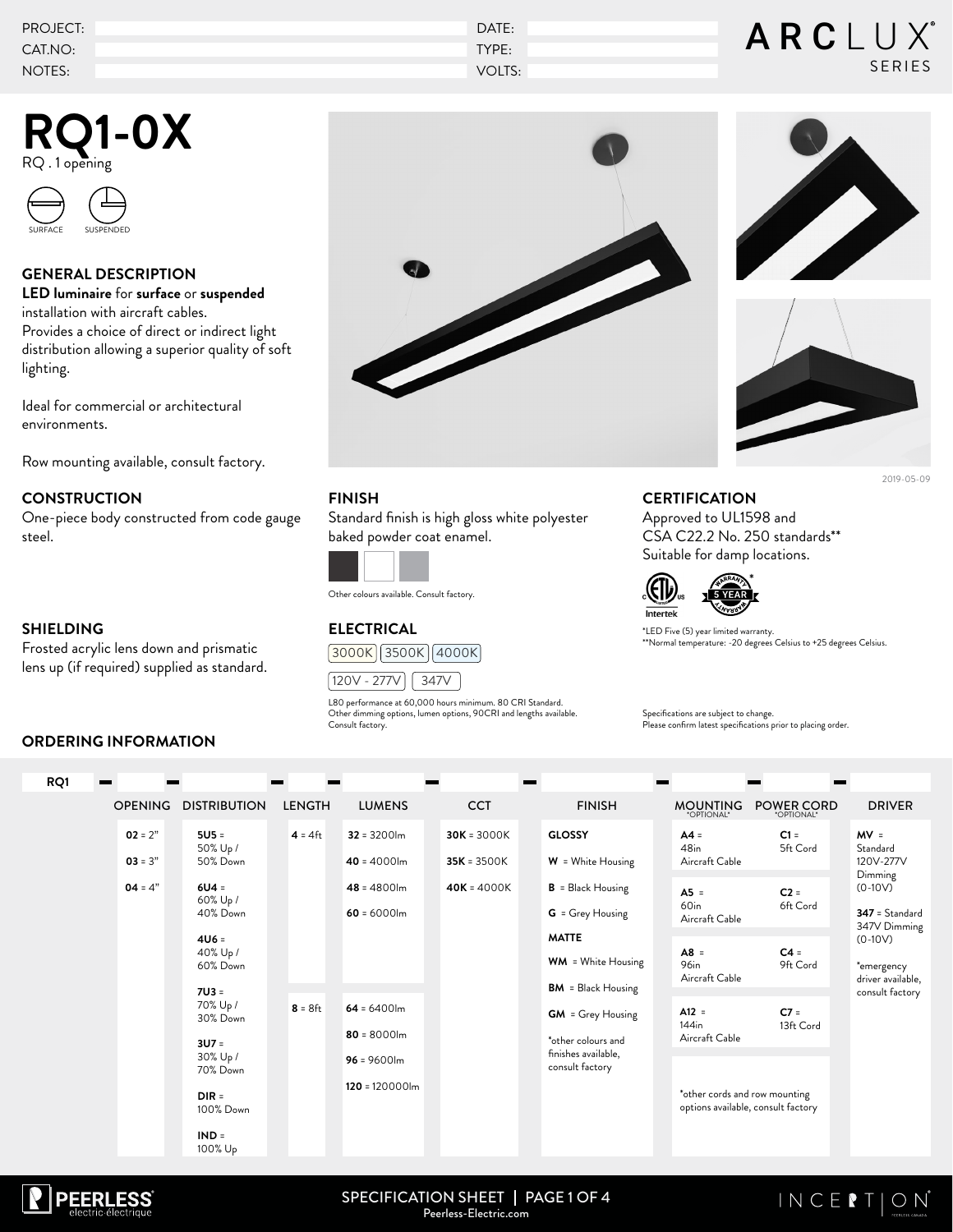PROJECT:
CAT.NO:
NOTES:

DATE:
TYPE:
VOLTS:

ARCLUX® SERIES

# RQ1-0X

RQ . 1 opening

SURFACE SUSPENDED

## GENERAL DESCRIPTION

**LED luminaire** for **surface** or **suspended** installation with aircraft cables.
Provides a choice of direct or indirect light distribution allowing a superior quality of soft lighting.

Ideal for commercial or architectural environments.

Row mounting available, consult factory.

2019-05-09

## CONSTRUCTION

One-piece body constructed from code gauge steel.

## SHIELDING

Frosted acrylic lens down and prismatic lens up (if required) supplied as standard.

## FINISH

Standard finish is high gloss white polyester baked powder coat enamel.

Other colours available. Consult factory.

## ELECTRICAL

3000K | 3500K | 4000K

120V - 277V | 347V

L80 performance at 60,000 hours minimum. 80 CRI Standard.
Other dimming options, lumen options, 90CRI and lengths available.
Consult factory.

## CERTIFICATION

Approved to UL1598 and CSA C22.2 No. 250 standards**
Suitable for damp locations.

Intertek — WARRANTY 5 YEAR*

*LED Five (5) year limited warranty.
**Normal temperature: -20 degrees Celsius to +25 degrees Celsius.

Specifications are subject to change.
Please confirm latest specifications prior to placing order.

## ORDERING INFORMATION

RQ1 – ___ – ___ – ___ – ___ – ___ – ___ – ___ – ___ – ___

| OPENING | DISTRIBUTION | LENGTH | LUMENS | CCT | FINISH | MOUNTING *OPTIONAL* | POWER CORD *OPTIONAL* | DRIVER |
|---|---|---|---|---|---|---|---|---|
| **02** = 2" | **5U5** = 50% Up / 50% Down | **4** = 4ft | **32** = 3200lm | **30K** = 3000K | **GLOSSY** | **A4** = 48in Aircraft Cable | **C1** = 5ft Cord | **MV** = Standard 120V-277V Dimming (0-10V) |
| **03** = 3" | **6U4** = 60% Up / 40% Down | | **40** = 4000lm | **35K** = 3500K | **W** = White Housing | **A5** = 60in Aircraft Cable | **C2** = 6ft Cord | **347** = Standard 347V Dimming (0-10V) |
| **04** = 4" | **4U6** = 40% Up / 60% Down | | **48** = 4800lm | **40K** = 4000K | **B** = Black Housing | **A8** = 96in Aircraft Cable | **C4** = 9ft Cord | *emergency driver available, consult factory |
| | **7U3** = 70% Up / 30% Down | | **60** = 6000lm | | **G** = Grey Housing | **A12** = 144in Aircraft Cable | **C7** = 13ft Cord | |
| | **3U7** = 30% Up / 70% Down | **8** = 8ft | **64** = 6400lm | | **MATTE** | *other cords and row mounting options available, consult factory | | |
| | **DIR** = 100% Down | | **80** = 8000lm | | **WM** = White Housing | | | |
| | **IND** = 100% Up | | **96** = 9600lm | | **BM** = Black Housing | | | |
| | | | **120** = 120000lm | | **GM** = Grey Housing | | | |
| | | | | | *other colours and finishes available, consult factory | | | |

PEERLESS electric·électrique

SPECIFICATION SHEET | PAGE 1 OF 4
Peerless-Electric.com

INCEPTION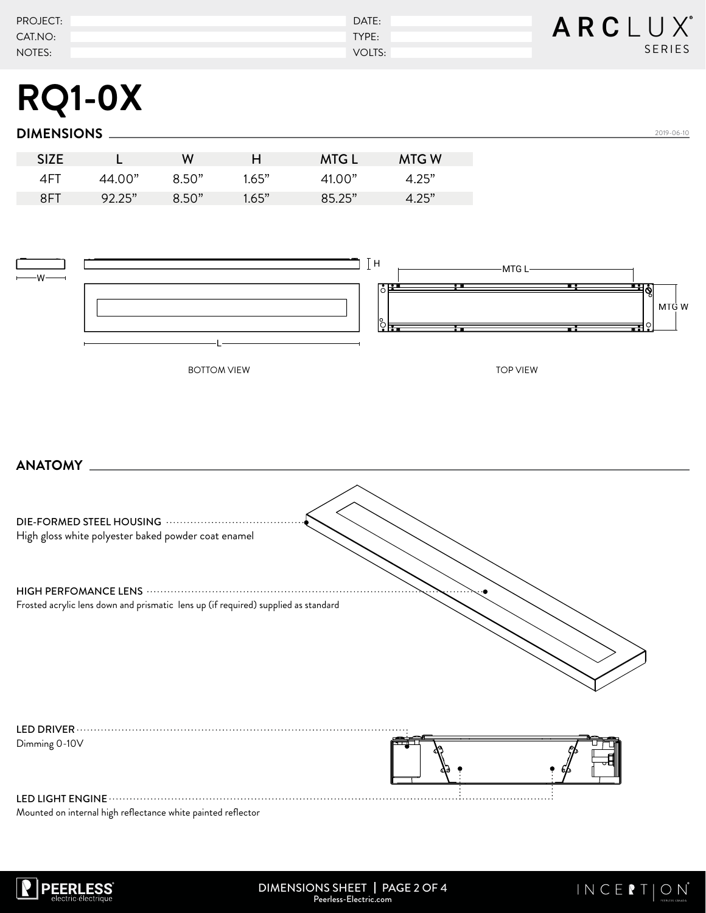| PROJECT: | | DATE: | |
|---|---|---|---|
| CAT.NO: | | TYPE: | |
| NOTES: | | VOLTS: | |

ARCLUX SERIES

# RQ1-0X

## DIMENSIONS

2019-06-10

| SIZE | L | W | H | MTG L | MTG W |
|---|---|---|---|---|---|
| 4FT | 44.00” | 8.50” | 1.65” | 41.00” | 4.25” |
| 8FT | 92.25” | 8.50” | 1.65” | 85.25” | 4.25” |

W

H

L

MTG L

MTG W

BOTTOM VIEW

TOP VIEW

## ANATOMY

**DIE-FORMED STEEL HOUSING**
High gloss white polyester baked powder coat enamel

**HIGH PERFOMANCE LENS**
Frosted acrylic lens down and prismatic lens up (if required) supplied as standard

**LED DRIVER**
Dimming 0-10V

**LED LIGHT ENGINE**
Mounted on internal high reflectance white painted reflector

DIMENSIONS SHEET | Peerless-Electric.com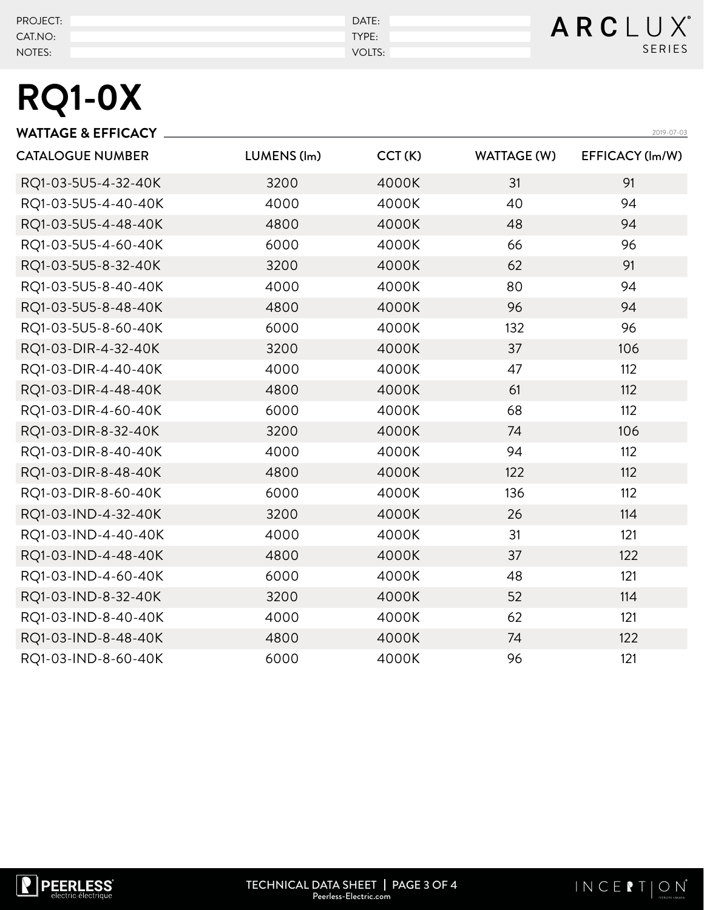| PROJECT: | | DATE: | |
| --- | --- | --- | --- |
| CAT.NO: | | TYPE: | |
| NOTES: | | VOLTS: | |

ARCLUX® SERIES

# RQ1-0X

## WATTAGE & EFFICACY

2019-07-03

| CATALOGUE NUMBER | LUMENS (lm) | CCT (K) | WATTAGE (W) | EFFICACY (lm/W) |
| --- | --- | --- | --- | --- |
| RQ1-03-5U5-4-32-40K | 3200 | 4000K | 31 | 91 |
| RQ1-03-5U5-4-40-40K | 4000 | 4000K | 40 | 94 |
| RQ1-03-5U5-4-48-40K | 4800 | 4000K | 48 | 94 |
| RQ1-03-5U5-4-60-40K | 6000 | 4000K | 66 | 96 |
| RQ1-03-5U5-8-32-40K | 3200 | 4000K | 62 | 91 |
| RQ1-03-5U5-8-40-40K | 4000 | 4000K | 80 | 94 |
| RQ1-03-5U5-8-48-40K | 4800 | 4000K | 96 | 94 |
| RQ1-03-5U5-8-60-40K | 6000 | 4000K | 132 | 96 |
| RQ1-03-DIR-4-32-40K | 3200 | 4000K | 37 | 106 |
| RQ1-03-DIR-4-40-40K | 4000 | 4000K | 47 | 112 |
| RQ1-03-DIR-4-48-40K | 4800 | 4000K | 61 | 112 |
| RQ1-03-DIR-4-60-40K | 6000 | 4000K | 68 | 112 |
| RQ1-03-DIR-8-32-40K | 3200 | 4000K | 74 | 106 |
| RQ1-03-DIR-8-40-40K | 4000 | 4000K | 94 | 112 |
| RQ1-03-DIR-8-48-40K | 4800 | 4000K | 122 | 112 |
| RQ1-03-DIR-8-60-40K | 6000 | 4000K | 136 | 112 |
| RQ1-03-IND-4-32-40K | 3200 | 4000K | 26 | 114 |
| RQ1-03-IND-4-40-40K | 4000 | 4000K | 31 | 121 |
| RQ1-03-IND-4-48-40K | 4800 | 4000K | 37 | 122 |
| RQ1-03-IND-4-60-40K | 6000 | 4000K | 48 | 121 |
| RQ1-03-IND-8-32-40K | 3200 | 4000K | 52 | 114 |
| RQ1-03-IND-8-40-40K | 4000 | 4000K | 62 | 121 |
| RQ1-03-IND-8-48-40K | 4800 | 4000K | 74 | 122 |
| RQ1-03-IND-8-60-40K | 6000 | 4000K | 96 | 121 |

PEERLESS electric·électrique

TECHNICAL DATA SHEET
Peerless-Electric.com

INCEPTION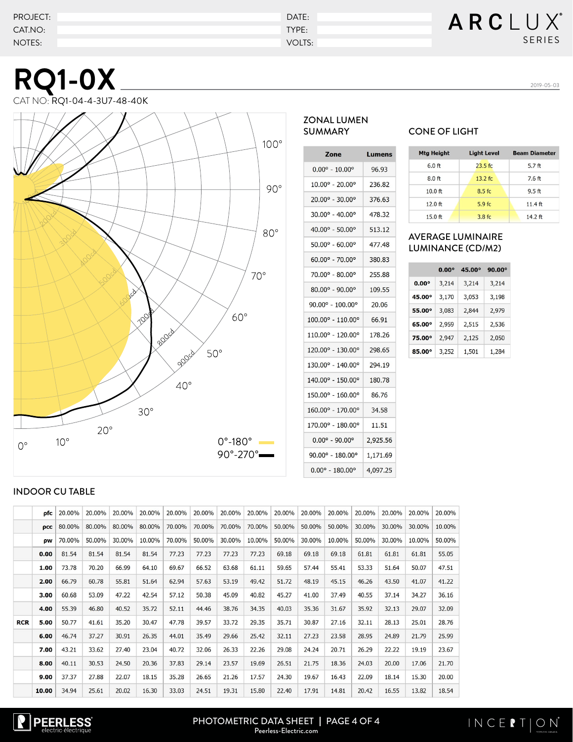PROJECT:
CAT.NO:
NOTES:

DATE:
TYPE:
VOLTS:

ARCLUX® SERIES

# RQ1-0X

2019-05-03

CAT NO: RQ1-04-4-3U7-48-40K

100°
90°
80°
70°
60°
50°
40°
30°
20°
10°
0°
200cd
300cd
400cd
500cd
600cd
700cd
800cd
900cd
0°-180°
90°-270°

## ZONAL LUMEN SUMMARY

| Zone | Lumens |
|---|---|
| 0.00° - 10.00° | 96.93 |
| 10.00° - 20.00° | 236.82 |
| 20.00° - 30.00° | 376.63 |
| 30.00° - 40.00° | 478.32 |
| 40.00° - 50.00° | 513.12 |
| 50.00° - 60.00° | 477.48 |
| 60.00° - 70.00° | 380.83 |
| 70.00° - 80.00° | 255.88 |
| 80.00° - 90.00° | 109.55 |
| 90.00° - 100.00° | 20.06 |
| 100.00° - 110.00° | 66.91 |
| 110.00° - 120.00° | 178.26 |
| 120.00° - 130.00° | 298.65 |
| 130.00° - 140.00° | 294.19 |
| 140.00° - 150.00° | 180.78 |
| 150.00° - 160.00° | 86.76 |
| 160.00° - 170.00° | 34.58 |
| 170.00° - 180.00° | 11.51 |
| 0.00° - 90.00° | 2,925.56 |
| 90.00° - 180.00° | 1,171.69 |
| 0.00° - 180.00° | 4,097.25 |

## CONE OF LIGHT

| Mtg Height | Light Level | Beam Diameter |
|---|---|---|
| 6.0 ft | 23.5 fc | 5.7 ft |
| 8.0 ft | 13.2 fc | 7.6 ft |
| 10.0 ft | 8.5 fc | 9.5 ft |
| 12.0 ft | 5.9 fc | 11.4 ft |
| 15.0 ft | 3.8 fc | 14.2 ft |

## AVERAGE LUMINAIRE LUMINANCE (CD/M2)

| | 0.00° | 45.00° | 90.00° |
|---|---|---|---|
| 0.00° | 3,214 | 3,214 | 3,214 |
| 45.00° | 3,170 | 3,053 | 3,198 |
| 55.00° | 3,083 | 2,844 | 2,979 |
| 65.00° | 2,959 | 2,515 | 2,536 |
| 75.00° | 2,947 | 2,125 | 2,050 |
| 85.00° | 3,252 | 1,501 | 1,284 |

## INDOOR CU TABLE

| | pfc | 20.00% | 20.00% | 20.00% | 20.00% | 20.00% | 20.00% | 20.00% | 20.00% | 20.00% | 20.00% | 20.00% | 20.00% | 20.00% | 20.00% | 20.00% |
|---|---|---|---|---|---|---|---|---|---|---|---|---|---|---|---|---|
| | pcc | 80.00% | 80.00% | 80.00% | 80.00% | 70.00% | 70.00% | 70.00% | 70.00% | 50.00% | 50.00% | 50.00% | 30.00% | 30.00% | 30.00% | 10.00% |
| | pw | 70.00% | 50.00% | 30.00% | 10.00% | 70.00% | 50.00% | 30.00% | 10.00% | 50.00% | 30.00% | 10.00% | 50.00% | 30.00% | 10.00% | 50.00% |
| | 0.00 | 81.54 | 81.54 | 81.54 | 81.54 | 77.23 | 77.23 | 77.23 | 77.23 | 69.18 | 69.18 | 69.18 | 61.81 | 61.81 | 61.81 | 55.05 |
| | 1.00 | 73.78 | 70.20 | 66.99 | 64.10 | 69.67 | 66.52 | 63.68 | 61.11 | 59.65 | 57.44 | 55.41 | 53.33 | 51.64 | 50.07 | 47.51 |
| | 2.00 | 66.79 | 60.78 | 55.81 | 51.64 | 62.94 | 57.63 | 53.19 | 49.42 | 51.72 | 48.19 | 45.15 | 46.26 | 43.50 | 41.07 | 41.22 |
| | 3.00 | 60.68 | 53.09 | 47.22 | 42.54 | 57.12 | 50.38 | 45.09 | 40.82 | 45.27 | 41.00 | 37.49 | 40.55 | 37.14 | 34.27 | 36.16 |
| | 4.00 | 55.39 | 46.80 | 40.52 | 35.72 | 52.11 | 44.46 | 38.76 | 34.35 | 40.03 | 35.36 | 31.67 | 35.92 | 32.13 | 29.07 | 32.09 |
| RCR | 5.00 | 50.77 | 41.61 | 35.20 | 30.47 | 47.78 | 39.57 | 33.72 | 29.35 | 35.71 | 30.87 | 27.16 | 32.11 | 28.13 | 25.01 | 28.76 |
| | 6.00 | 46.74 | 37.27 | 30.91 | 26.35 | 44.01 | 35.49 | 29.66 | 25.42 | 32.11 | 27.23 | 23.58 | 28.95 | 24.89 | 21.79 | 25.99 |
| | 7.00 | 43.21 | 33.62 | 27.40 | 23.04 | 40.72 | 32.06 | 26.33 | 22.26 | 29.08 | 24.24 | 20.71 | 26.29 | 22.22 | 19.19 | 23.67 |
| | 8.00 | 40.11 | 30.53 | 24.50 | 20.36 | 37.83 | 29.14 | 23.57 | 19.69 | 26.51 | 21.75 | 18.36 | 24.03 | 20.00 | 17.06 | 21.70 |
| | 9.00 | 37.37 | 27.88 | 22.07 | 18.15 | 35.28 | 26.65 | 21.26 | 17.57 | 24.30 | 19.67 | 16.43 | 22.09 | 18.14 | 15.30 | 20.00 |
| | 10.00 | 34.94 | 25.61 | 20.02 | 16.30 | 33.03 | 24.51 | 19.31 | 15.80 | 22.40 | 17.91 | 14.81 | 20.42 | 16.55 | 13.82 | 18.54 |

PEERLESS electric·électrique

PHOTOMETRIC DATA SHEET | PAGE 4 OF 4
Peerless-Electric.com

INCERTION